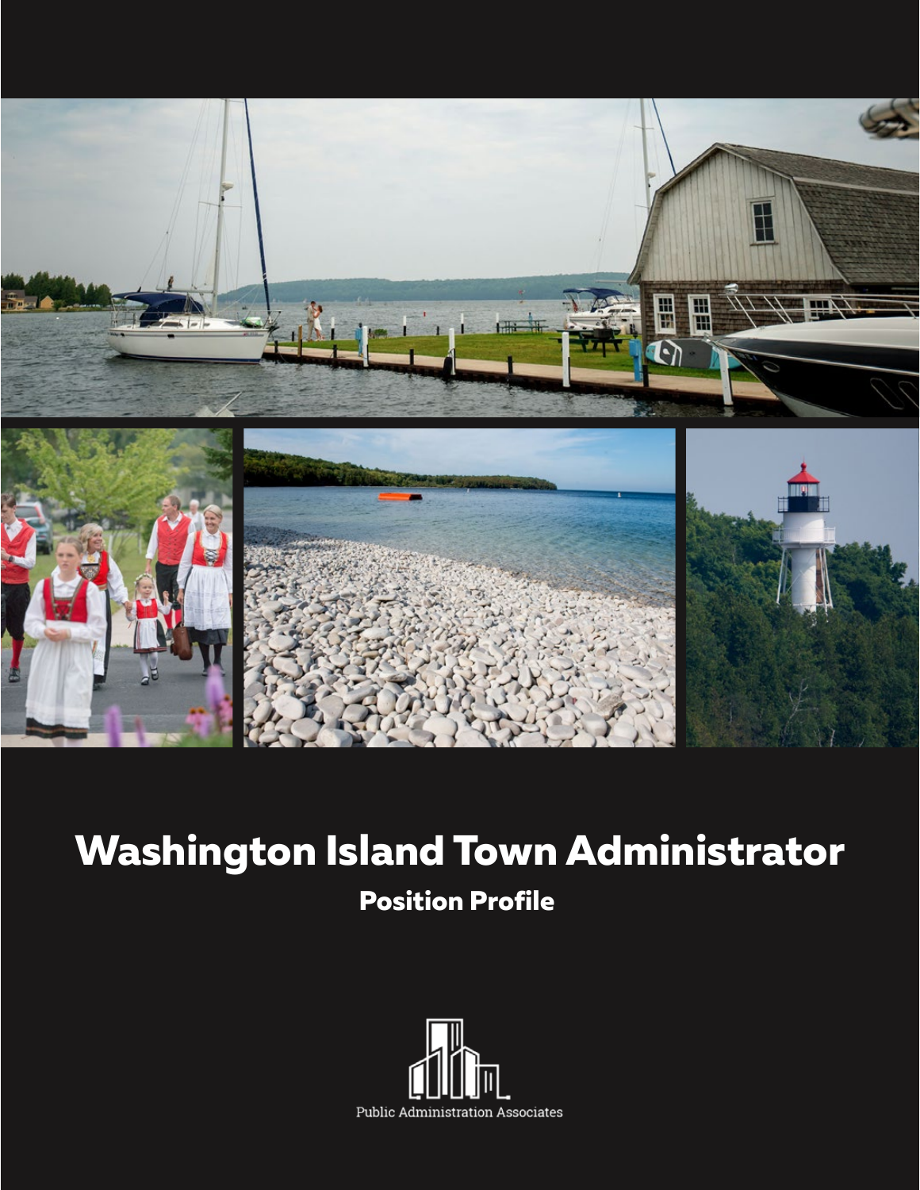# Washington Island Town Administrator

## Position Profile

Public Administration Associates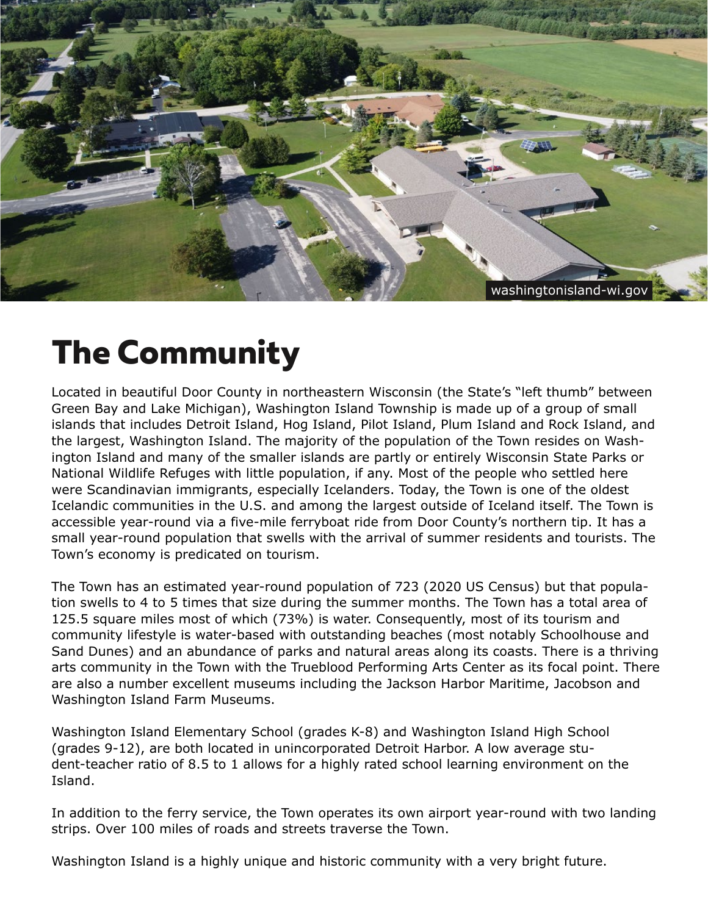# The Community

Located in beautiful Door County in northeastern Wisconsin (the State's "left thumb" between Green Bay and Lake Michigan), Washington Island Township is made up of a group of small islands that includes Detroit Island, Hog Island, Pilot Island, Plum Island and Rock Island, and the largest, Washington Island. The majority of the population of the Town resides on Washington Island and many of the smaller islands are partly or entirely Wisconsin State Parks or National Wildlife Refuges with little population, if any. Most of the people who settled here were Scandinavian immigrants, especially Icelanders. Today, the Town is one of the oldest Icelandic communities in the U.S. and among the largest outside of Iceland itself. The Town is accessible year-round via a five-mile ferryboat ride from Door County's northern tip. It has a small year-round population that swells with the arrival of summer residents and tourists. The Town's economy is predicated on tourism.

The Town has an estimated year-round population of 723 (2020 US Census) but that population swells to 4 to 5 times that size during the summer months. The Town has a total area of 125.5 square miles most of which (73%) is water. Consequently, most of its tourism and community lifestyle is water-based with outstanding beaches (most notably Schoolhouse and Sand Dunes) and an abundance of parks and natural areas along its coasts. There is a thriving arts community in the Town with the Trueblood Performing Arts Center as its focal point. There are also a number excellent museums including the Jackson Harbor Maritime, Jacobson and Washington Island Farm Museums.

Washington Island Elementary School (grades K-8) and Washington Island High School (grades 9-12), are both located in unincorporated Detroit Harbor. A low average student-teacher ratio of 8.5 to 1 allows for a highly rated school learning environment on the Island.

In addition to the ferry service, the Town operates its own airport year-round with two landing strips. Over 100 miles of roads and streets traverse the Town.

Washington Island is a highly unique and historic community with a very bright future.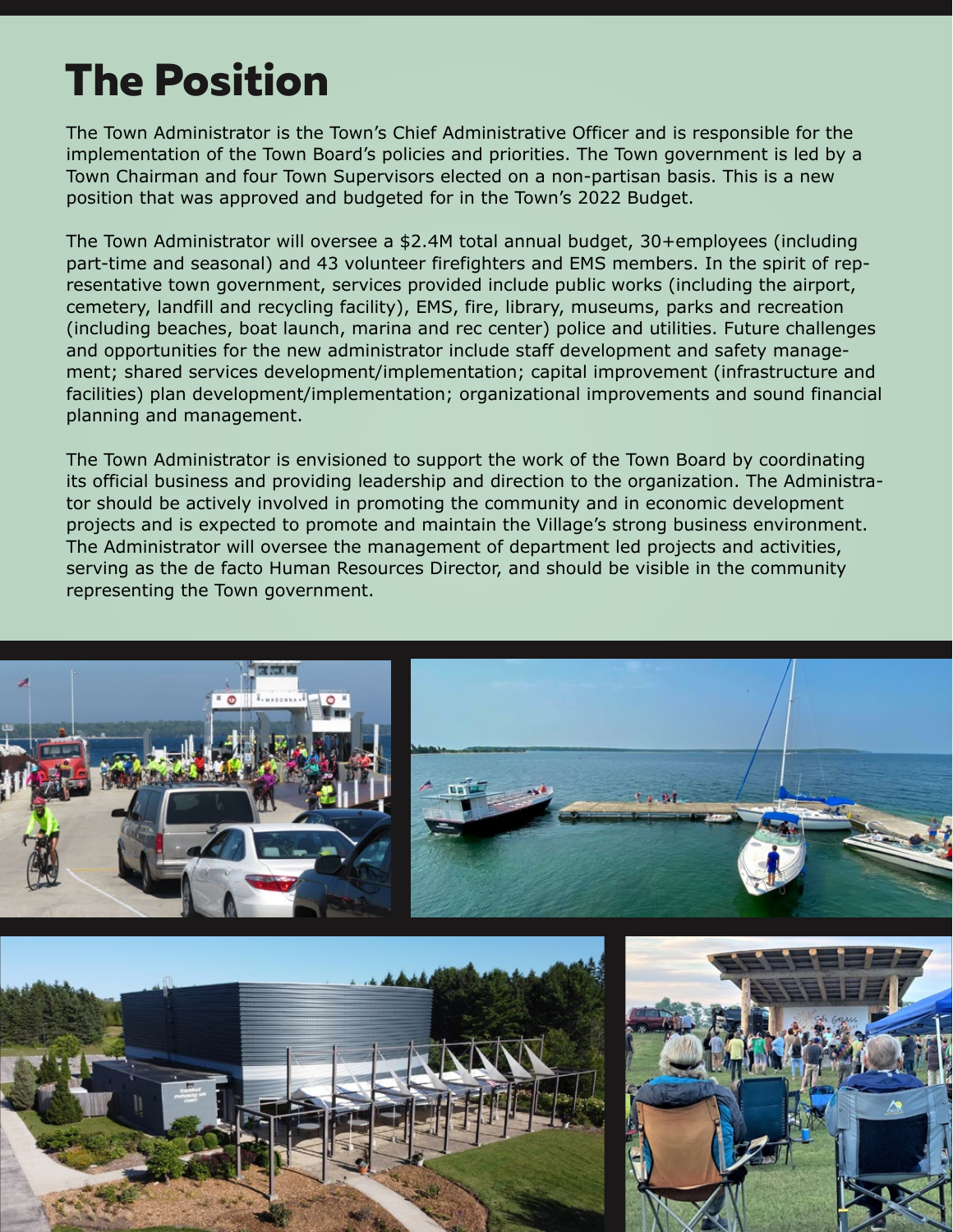# The Position

The Town Administrator is the Town's Chief Administrative Officer and is responsible for the implementation of the Town Board's policies and priorities. The Town government is led by a Town Chairman and four Town Supervisors elected on a non-partisan basis. This is a new position that was approved and budgeted for in the Town's 2022 Budget.

The Town Administrator will oversee a $2.4M total annual budget, 30+employees (including part-time and seasonal) and 43 volunteer firefighters and EMS members. In the spirit of representative town government, services provided include public works (including the airport, cemetery, landfill and recycling facility), EMS, fire, library, museums, parks and recreation (including beaches, boat launch, marina and rec center) police and utilities. Future challenges and opportunities for the new administrator include staff development and safety management; shared services development/implementation; capital improvement (infrastructure and facilities) plan development/implementation; organizational improvements and sound financial planning and management.

The Town Administrator is envisioned to support the work of the Town Board by coordinating its official business and providing leadership and direction to the organization. The Administrator should be actively involved in promoting the community and in economic development projects and is expected to promote and maintain the Village's strong business environment. The Administrator will oversee the management of department led projects and activities, serving as the de facto Human Resources Director, and should be visible in the community representing the Town government.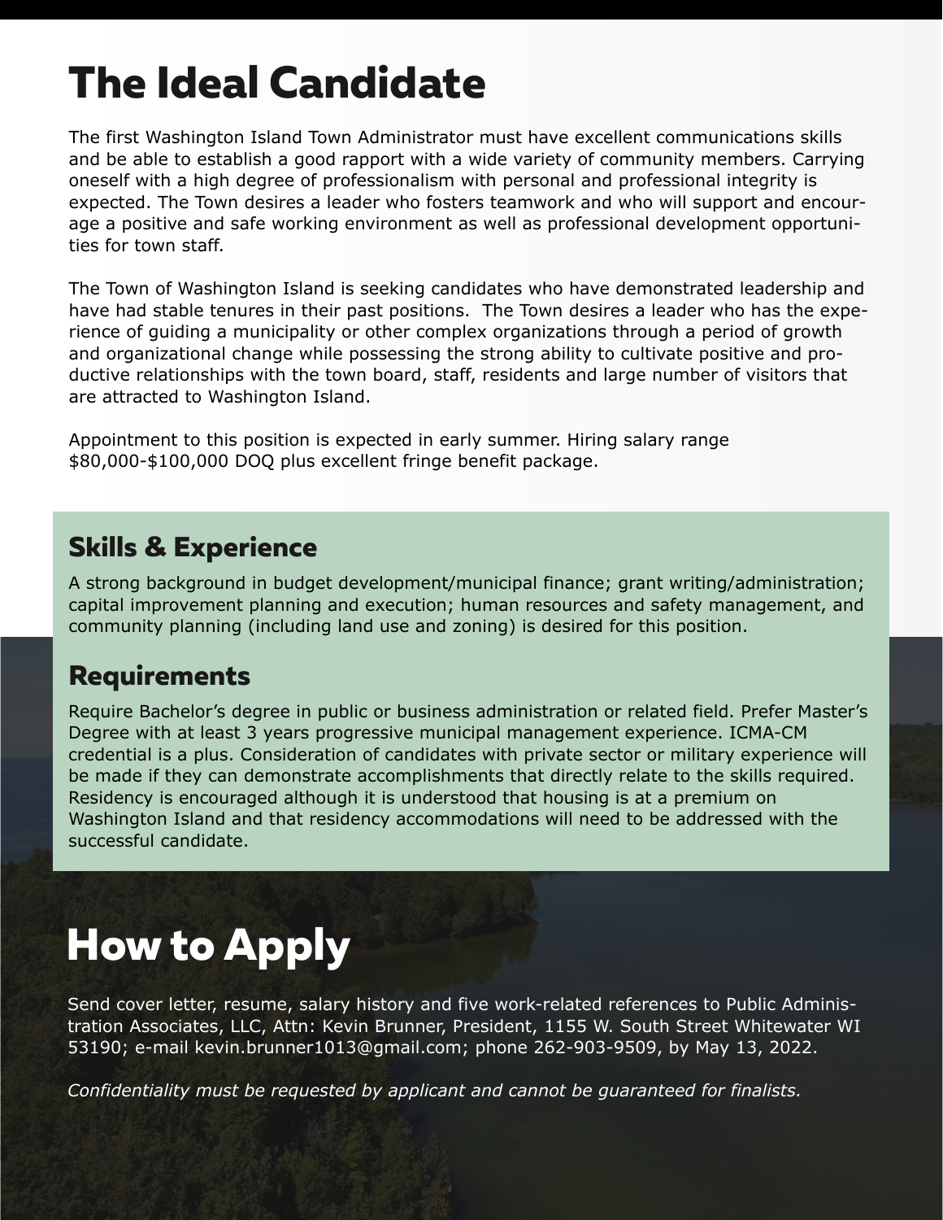# The Ideal Candidate

The first Washington Island Town Administrator must have excellent communications skills and be able to establish a good rapport with a wide variety of community members. Carrying oneself with a high degree of professionalism with personal and professional integrity is expected. The Town desires a leader who fosters teamwork and who will support and encourage a positive and safe working environment as well as professional development opportunities for town staff.

The Town of Washington Island is seeking candidates who have demonstrated leadership and have had stable tenures in their past positions. The Town desires a leader who has the experience of guiding a municipality or other complex organizations through a period of growth and organizational change while possessing the strong ability to cultivate positive and productive relationships with the town board, staff, residents and large number of visitors that are attracted to Washington Island.

Appointment to this position is expected in early summer. Hiring salary range $80,000-$100,000 DOQ plus excellent fringe benefit package.

## Skills & Experience

A strong background in budget development/municipal finance; grant writing/administration; capital improvement planning and execution; human resources and safety management, and community planning (including land use and zoning) is desired for this position.

## Requirements

Require Bachelor's degree in public or business administration or related field. Prefer Master's Degree with at least 3 years progressive municipal management experience. ICMA-CM credential is a plus. Consideration of candidates with private sector or military experience will be made if they can demonstrate accomplishments that directly relate to the skills required. Residency is encouraged although it is understood that housing is at a premium on Washington Island and that residency accommodations will need to be addressed with the successful candidate.

# How to Apply

Send cover letter, resume, salary history and five work-related references to Public Administration Associates, LLC, Attn: Kevin Brunner, President, 1155 W. South Street Whitewater WI 53190; e-mail kevin.brunner1013@gmail.com; phone 262-903-9509, by May 13, 2022.

*Confidentiality must be requested by applicant and cannot be guaranteed for finalists.*